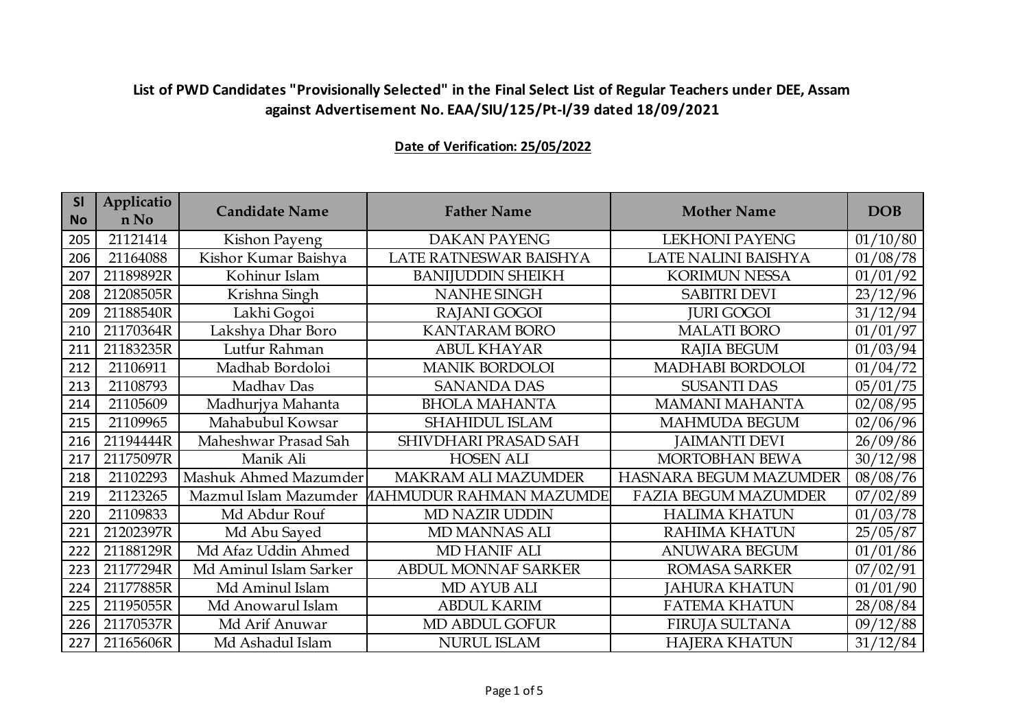**List of PWD Candidates "Provisionally Selected" in the Final Select List of Regular Teachers under DEE, Assam against Advertisement No. EAA/SIU/125/Pt-I/39 dated 18/09/2021**

**Date of Verification: 25/05/2022**

| Sl No | Application No | Candidate Name | Father Name | Mother Name | DOB |
|---|---|---|---|---|---|
| 205 | 21121414 | Kishon Payeng | DAKAN PAYENG | LEKHONI PAYENG | 01/10/80 |
| 206 | 21164088 | Kishor Kumar Baishya | LATE RATNESWAR BAISHYA | LATE NALINI BAISHYA | 01/08/78 |
| 207 | 21189892R | Kohinur Islam | BANIJUDDIN SHEIKH | KORIMUN NESSA | 01/01/92 |
| 208 | 21208505R | Krishna Singh | NANHE SINGH | SABITRI DEVI | 23/12/96 |
| 209 | 21188540R | Lakhi Gogoi | RAJANI GOGOI | JURI GOGOI | 31/12/94 |
| 210 | 21170364R | Lakshya Dhar Boro | KANTARAM BORO | MALATI BORO | 01/01/97 |
| 211 | 21183235R | Lutfur Rahman | ABUL KHAYAR | RAJIA BEGUM | 01/03/94 |
| 212 | 21106911 | Madhab Bordoloi | MANIK BORDOLOI | MADHABI BORDOLOI | 01/04/72 |
| 213 | 21108793 | Madhav Das | SANANDA DAS | SUSANTI DAS | 05/01/75 |
| 214 | 21105609 | Madhurjya Mahanta | BHOLA MAHANTA | MAMANI MAHANTA | 02/08/95 |
| 215 | 21109965 | Mahabubul Kowsar | SHAHIDUL ISLAM | MAHMUDA BEGUM | 02/06/96 |
| 216 | 21194444R | Maheshwar Prasad Sah | SHIVDHARI PRASAD SAH | JAIMANTI DEVI | 26/09/86 |
| 217 | 21175097R | Manik Ali | HOSEN ALI | MORTOBHAN BEWA | 30/12/98 |
| 218 | 21102293 | Mashuk Ahmed Mazumder | MAKRAM ALI MAZUMDER | HASNARA BEGUM MAZUMDER | 08/08/76 |
| 219 | 21123265 | Mazmul Islam Mazumder | MAHMUDUR RAHMAN MAZUMDE | FAZIA BEGUM MAZUMDER | 07/02/89 |
| 220 | 21109833 | Md Abdur Rouf | MD NAZIR UDDIN | HALIMA KHATUN | 01/03/78 |
| 221 | 21202397R | Md Abu Sayed | MD MANNAS ALI | RAHIMA KHATUN | 25/05/87 |
| 222 | 21188129R | Md Afaz Uddin Ahmed | MD HANIF ALI | ANUWARA BEGUM | 01/01/86 |
| 223 | 21177294R | Md Aminul Islam Sarker | ABDUL MONNAF SARKER | ROMASA SARKER | 07/02/91 |
| 224 | 21177885R | Md Aminul Islam | MD AYUB ALI | JAHURA KHATUN | 01/01/90 |
| 225 | 21195055R | Md Anowarul Islam | ABDUL KARIM | FATEMA KHATUN | 28/08/84 |
| 226 | 21170537R | Md Arif Anuwar | MD ABDUL GOFUR | FIRUJA SULTANA | 09/12/88 |
| 227 | 21165606R | Md Ashadul Islam | NURUL ISLAM | HAJERA KHATUN | 31/12/84 |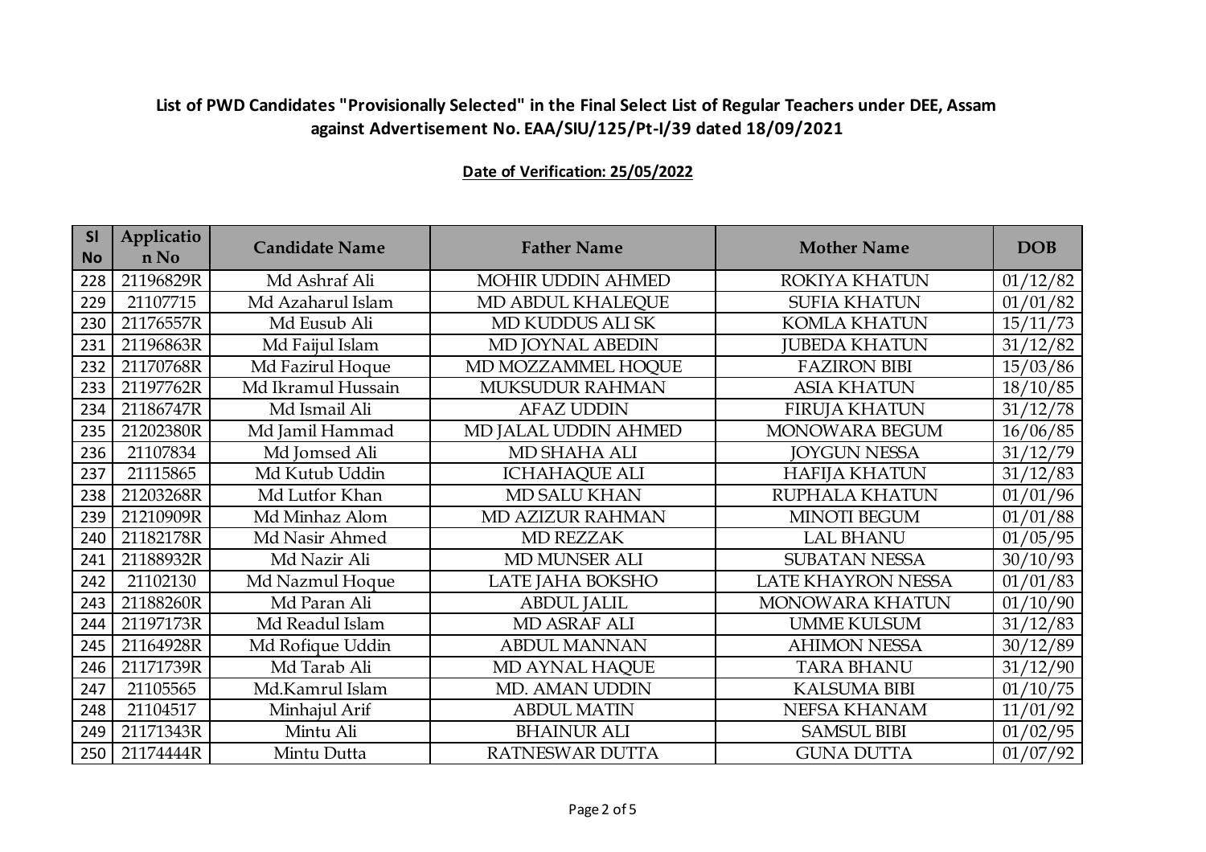**List of PWD Candidates "Provisionally Selected" in the Final Select List of Regular Teachers under DEE, Assam against Advertisement No. EAA/SIU/125/Pt-I/39 dated 18/09/2021**

**Date of Verification: 25/05/2022**

| Sl No | Application No | Candidate Name | Father Name | Mother Name | DOB |
|---|---|---|---|---|---|
| 228 | 21196829R | Md Ashraf Ali | MOHIR UDDIN AHMED | ROKIYA KHATUN | 01/12/82 |
| 229 | 21107715 | Md Azaharul Islam | MD ABDUL KHALEQUE | SUFIA KHATUN | 01/01/82 |
| 230 | 21176557R | Md Eusub Ali | MD KUDDUS ALI SK | KOMLA KHATUN | 15/11/73 |
| 231 | 21196863R | Md Faijul Islam | MD JOYNAL ABEDIN | JUBEDA KHATUN | 31/12/82 |
| 232 | 21170768R | Md Fazirul Hoque | MD MOZZAMMEL HOQUE | FAZIRON BIBI | 15/03/86 |
| 233 | 21197762R | Md Ikramul Hussain | MUKSUDUR RAHMAN | ASIA KHATUN | 18/10/85 |
| 234 | 21186747R | Md Ismail Ali | AFAZ UDDIN | FIRUJA KHATUN | 31/12/78 |
| 235 | 21202380R | Md Jamil Hammad | MD JALAL UDDIN AHMED | MONOWARA BEGUM | 16/06/85 |
| 236 | 21107834 | Md Jomsed Ali | MD SHAHA ALI | JOYGUN NESSA | 31/12/79 |
| 237 | 21115865 | Md Kutub Uddin | ICHAHAQUE ALI | HAFIJA KHATUN | 31/12/83 |
| 238 | 21203268R | Md Lutfor Khan | MD SALU KHAN | RUPHALA KHATUN | 01/01/96 |
| 239 | 21210909R | Md Minhaz Alom | MD AZIZUR RAHMAN | MINOTI BEGUM | 01/01/88 |
| 240 | 21182178R | Md Nasir Ahmed | MD REZZAK | LAL BHANU | 01/05/95 |
| 241 | 21188932R | Md Nazir Ali | MD MUNSER ALI | SUBATAN NESSA | 30/10/93 |
| 242 | 21102130 | Md Nazmul Hoque | LATE JAHA BOKSHO | LATE KHAYRON NESSA | 01/01/83 |
| 243 | 21188260R | Md Paran Ali | ABDUL JALIL | MONOWARA KHATUN | 01/10/90 |
| 244 | 21197173R | Md Readul Islam | MD ASRAF ALI | UMME KULSUM | 31/12/83 |
| 245 | 21164928R | Md Rofique Uddin | ABDUL MANNAN | AHIMON NESSA | 30/12/89 |
| 246 | 21171739R | Md Tarab Ali | MD AYNAL HAQUE | TARA BHANU | 31/12/90 |
| 247 | 21105565 | Md.Kamrul Islam | MD. AMAN UDDIN | KALSUMA BIBI | 01/10/75 |
| 248 | 21104517 | Minhajul Arif | ABDUL MATIN | NEFSA KHANAM | 11/01/92 |
| 249 | 21171343R | Mintu Ali | BHAINUR ALI | SAMSUL BIBI | 01/02/95 |
| 250 | 21174444R | Mintu Dutta | RATNESWAR DUTTA | GUNA DUTTA | 01/07/92 |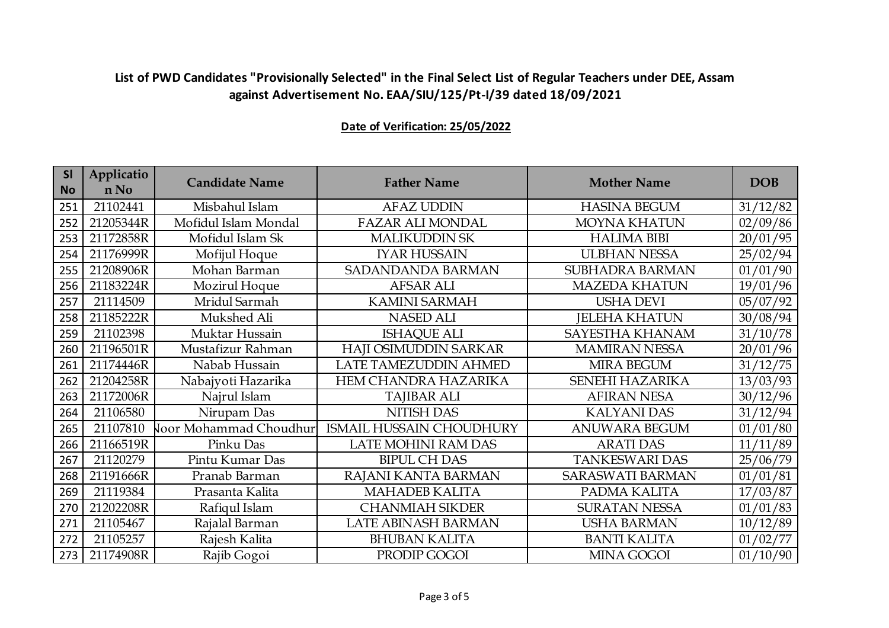## List of PWD Candidates "Provisionally Selected" in the Final Select List of Regular Teachers under DEE, Assam against Advertisement No. EAA/SIU/125/Pt-I/39 dated 18/09/2021

**Date of Verification: 25/05/2022**

| Sl No | Application No | Candidate Name | Father Name | Mother Name | DOB |
|---|---|---|---|---|---|
| 251 | 21102441 | Misbahul Islam | AFAZ UDDIN | HASINA BEGUM | 31/12/82 |
| 252 | 21205344R | Mofidul Islam Mondal | FAZAR ALI MONDAL | MOYNA KHATUN | 02/09/86 |
| 253 | 21172858R | Mofidul Islam Sk | MALIKUDDIN SK | HALIMA BIBI | 20/01/95 |
| 254 | 21176999R | Mofijul Hoque | IYAR HUSSAIN | ULBHAN NESSA | 25/02/94 |
| 255 | 21208906R | Mohan Barman | SADANDANDA BARMAN | SUBHADRA BARMAN | 01/01/90 |
| 256 | 21183224R | Mozirul Hoque | AFSAR ALI | MAZEDA KHATUN | 19/01/96 |
| 257 | 21114509 | Mridul Sarmah | KAMINI SARMAH | USHA DEVI | 05/07/92 |
| 258 | 21185222R | Mukshed Ali | NASED ALI | JELEHA KHATUN | 30/08/94 |
| 259 | 21102398 | Muktar Hussain | ISHAQUE ALI | SAYESTHA KHANAM | 31/10/78 |
| 260 | 21196501R | Mustafizur Rahman | HAJI OSIMUDDIN SARKAR | MAMIRAN NESSA | 20/01/96 |
| 261 | 21174446R | Nabab Hussain | LATE TAMEZUDDIN AHMED | MIRA BEGUM | 31/12/75 |
| 262 | 21204258R | Nabajyoti Hazarika | HEM CHANDRA HAZARIKA | SENEHI HAZARIKA | 13/03/93 |
| 263 | 21172006R | Najrul Islam | TAJIBAR ALI | AFIRAN NESA | 30/12/96 |
| 264 | 21106580 | Nirupam Das | NITISH DAS | KALYANI DAS | 31/12/94 |
| 265 | 21107810 | Noor Mohammad Choudhur | ISMAIL HUSSAIN CHOUDHURY | ANUWARA BEGUM | 01/01/80 |
| 266 | 21166519R | Pinku Das | LATE MOHINI RAM DAS | ARATI DAS | 11/11/89 |
| 267 | 21120279 | Pintu Kumar Das | BIPUL CH DAS | TANKESWARI DAS | 25/06/79 |
| 268 | 21191666R | Pranab Barman | RAJANI KANTA BARMAN | SARASWATI BARMAN | 01/01/81 |
| 269 | 21119384 | Prasanta Kalita | MAHADEB KALITA | PADMA KALITA | 17/03/87 |
| 270 | 21202208R | Rafiqul Islam | CHANMIAH SIKDER | SURATAN NESSA | 01/01/83 |
| 271 | 21105467 | Rajalal Barman | LATE ABINASH BARMAN | USHA BARMAN | 10/12/89 |
| 272 | 21105257 | Rajesh Kalita | BHUBAN KALITA | BANTI KALITA | 01/02/77 |
| 273 | 21174908R | Rajib Gogoi | PRODIP GOGOI | MINA GOGOI | 01/10/90 |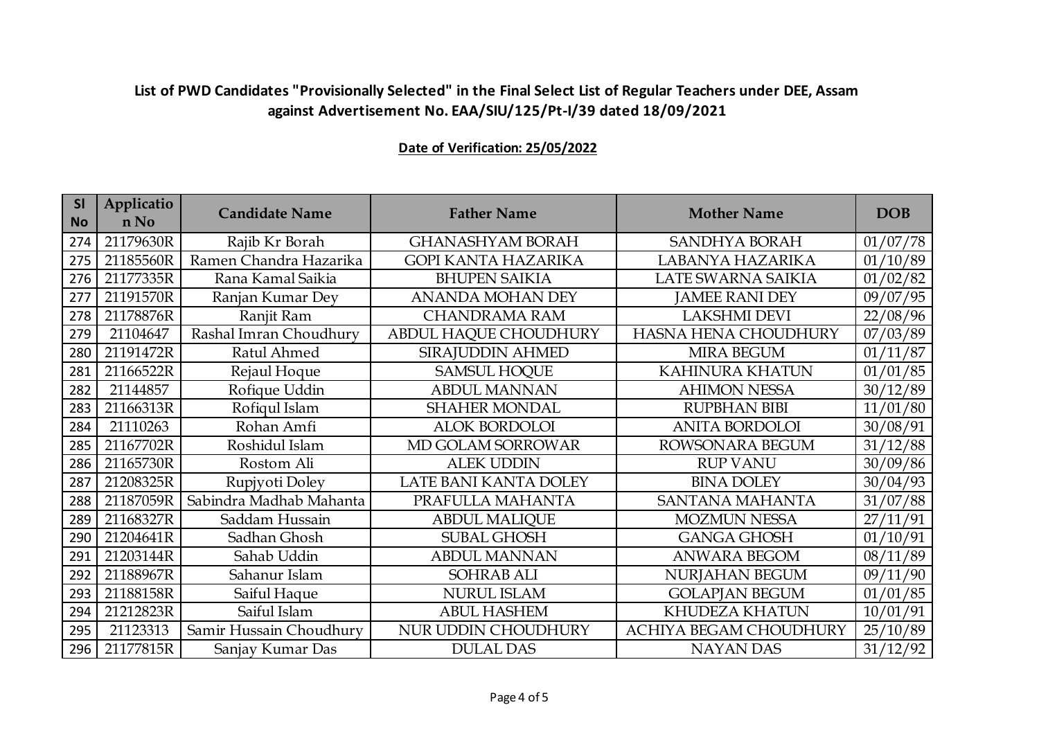**List of PWD Candidates "Provisionally Selected" in the Final Select List of Regular Teachers under DEE, Assam against Advertisement No. EAA/SIU/125/Pt-I/39 dated 18/09/2021**

**Date of Verification: 25/05/2022**

| Sl No | Application No | Candidate Name | Father Name | Mother Name | DOB |
|---|---|---|---|---|---|
| 274 | 21179630R | Rajib Kr Borah | GHANASHYAM BORAH | SANDHYA BORAH | 01/07/78 |
| 275 | 21185560R | Ramen Chandra Hazarika | GOPI KANTA HAZARIKA | LABANYA HAZARIKA | 01/10/89 |
| 276 | 21177335R | Rana Kamal Saikia | BHUPEN SAIKIA | LATE SWARNA SAIKIA | 01/02/82 |
| 277 | 21191570R | Ranjan Kumar Dey | ANANDA MOHAN DEY | JAMEE RANI DEY | 09/07/95 |
| 278 | 21178876R | Ranjit Ram | CHANDRAMA RAM | LAKSHMI DEVI | 22/08/96 |
| 279 | 21104647 | Rashal Imran Choudhury | ABDUL HAQUE CHOUDHURY | HASNA HENA CHOUDHURY | 07/03/89 |
| 280 | 21191472R | Ratul Ahmed | SIRAJUDDIN AHMED | MIRA BEGUM | 01/11/87 |
| 281 | 21166522R | Rejaul Hoque | SAMSUL HOQUE | KAHINURA KHATUN | 01/01/85 |
| 282 | 21144857 | Rofique Uddin | ABDUL MANNAN | AHIMON NESSA | 30/12/89 |
| 283 | 21166313R | Rofiqul Islam | SHAHER MONDAL | RUPBHAN BIBI | 11/01/80 |
| 284 | 21110263 | Rohan Amfi | ALOK BORDOLOI | ANITA BORDOLOI | 30/08/91 |
| 285 | 21167702R | Roshidul Islam | MD GOLAM SORROWAR | ROWSONARA BEGUM | 31/12/88 |
| 286 | 21165730R | Rostom Ali | ALEK UDDIN | RUP VANU | 30/09/86 |
| 287 | 21208325R | Rupjyoti Doley | LATE BANI KANTA DOLEY | BINA DOLEY | 30/04/93 |
| 288 | 21187059R | Sabindra Madhab Mahanta | PRAFULLA MAHANTA | SANTANA MAHANTA | 31/07/88 |
| 289 | 21168327R | Saddam Hussain | ABDUL MALIQUE | MOZMUN NESSA | 27/11/91 |
| 290 | 21204641R | Sadhan Ghosh | SUBAL GHOSH | GANGA GHOSH | 01/10/91 |
| 291 | 21203144R | Sahab Uddin | ABDUL MANNAN | ANWARA BEGOM | 08/11/89 |
| 292 | 21188967R | Sahanur Islam | SOHRAB ALI | NURJAHAN BEGUM | 09/11/90 |
| 293 | 21188158R | Saiful Haque | NURUL ISLAM | GOLAPJAN BEGUM | 01/01/85 |
| 294 | 21212823R | Saiful Islam | ABUL HASHEM | KHUDEZA KHATUN | 10/01/91 |
| 295 | 21123313 | Samir Hussain Choudhury | NUR UDDIN CHOUDHURY | ACHIYA BEGAM CHOUDHURY | 25/10/89 |
| 296 | 21177815R | Sanjay Kumar Das | DULAL DAS | NAYAN DAS | 31/12/92 |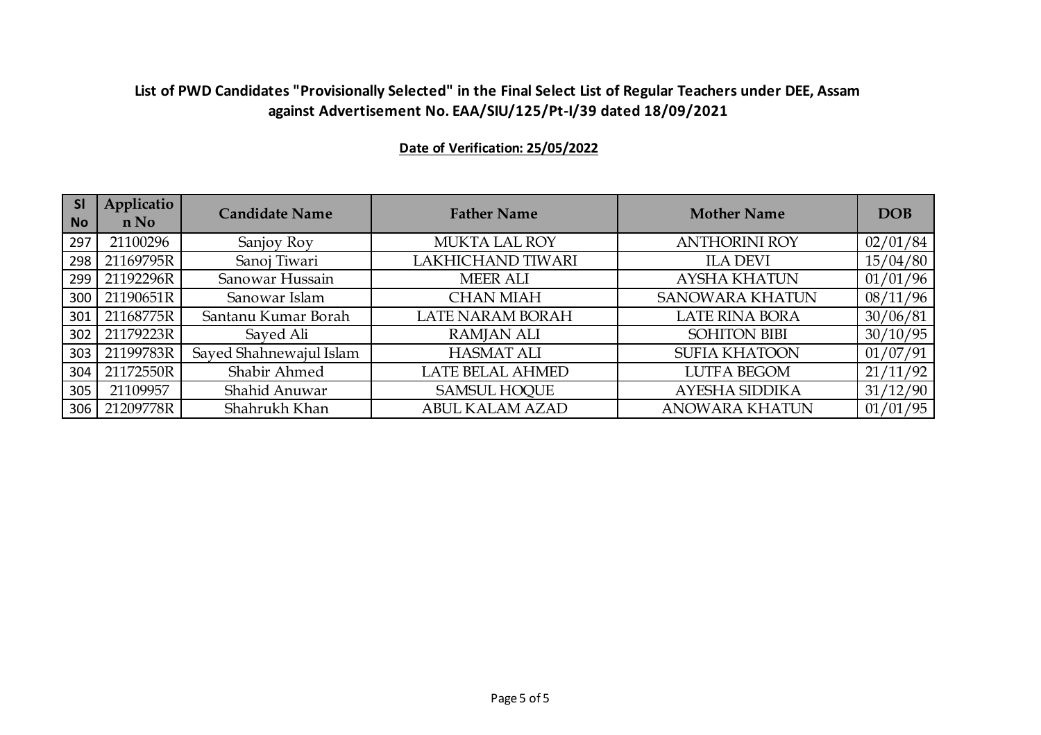**List of PWD Candidates "Provisionally Selected" in the Final Select List of Regular Teachers under DEE, Assam against Advertisement No. EAA/SIU/125/Pt-I/39 dated 18/09/2021**

**Date of Verification: 25/05/2022**

| Sl No | Application No | Candidate Name | Father Name | Mother Name | DOB |
|---|---|---|---|---|---|
| 297 | 21100296 | Sanjoy Roy | MUKTA LAL ROY | ANTHORINI ROY | 02/01/84 |
| 298 | 21169795R | Sanoj Tiwari | LAKHICHAND TIWARI | ILA DEVI | 15/04/80 |
| 299 | 21192296R | Sanowar Hussain | MEER ALI | AYSHA KHATUN | 01/01/96 |
| 300 | 21190651R | Sanowar Islam | CHAN MIAH | SANOWARA KHATUN | 08/11/96 |
| 301 | 21168775R | Santanu Kumar Borah | LATE NARAM BORAH | LATE RINA BORA | 30/06/81 |
| 302 | 21179223R | Sayed Ali | RAMJAN ALI | SOHITON BIBI | 30/10/95 |
| 303 | 21199783R | Sayed Shahnewajul Islam | HASMAT ALI | SUFIA KHATOON | 01/07/91 |
| 304 | 21172550R | Shabir Ahmed | LATE BELAL AHMED | LUTFA BEGOM | 21/11/92 |
| 305 | 21109957 | Shahid Anuwar | SAMSUL HOQUE | AYESHA SIDDIKA | 31/12/90 |
| 306 | 21209778R | Shahrukh Khan | ABUL KALAM AZAD | ANOWARA KHATUN | 01/01/95 |